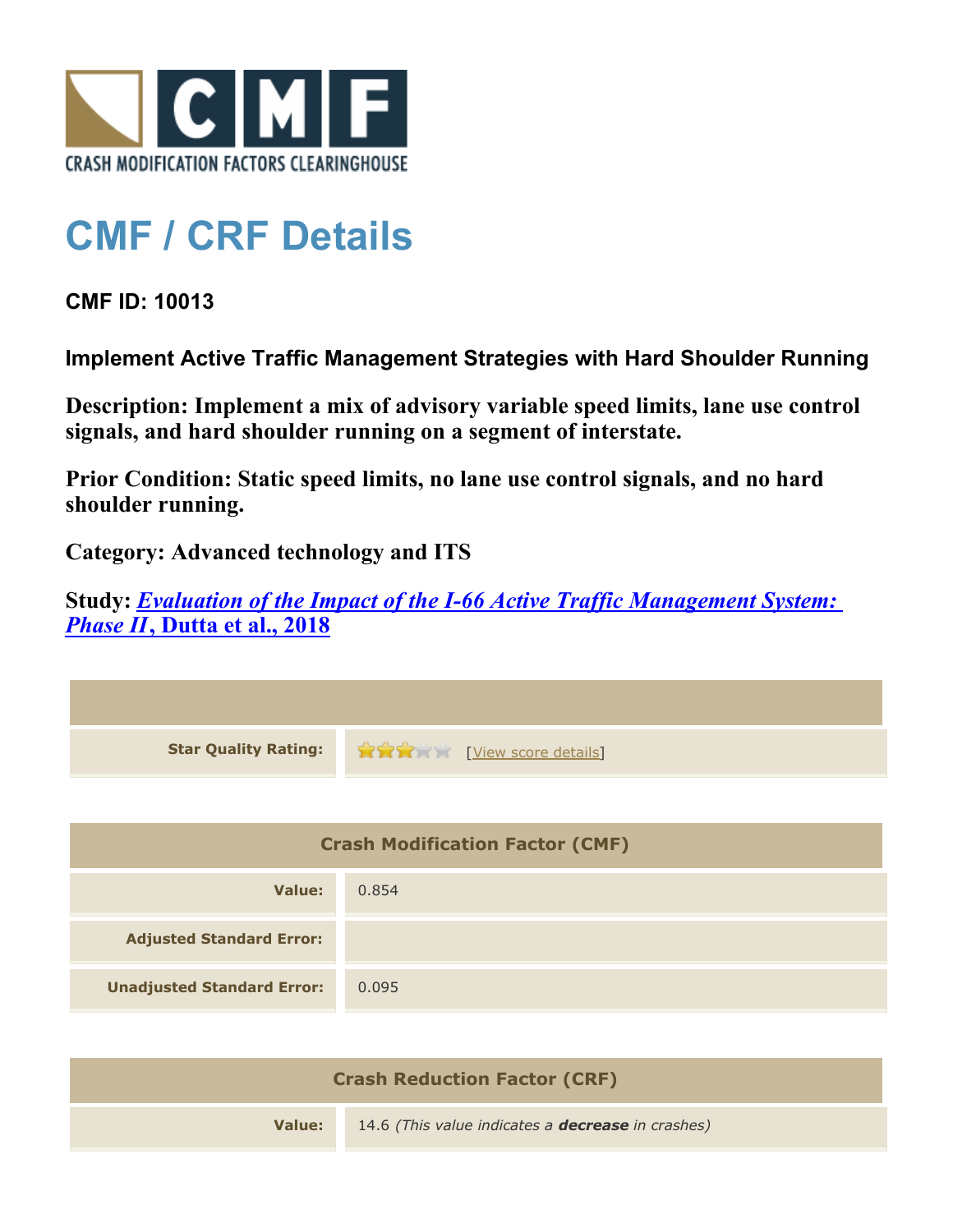CRASH MODIFICATION FACTORS CLEARINGHOUSE

# CMF / CRF Details

### CMF ID: 10013

### Implement Active Traffic Management Strategies with Hard Shoulder Running

**Description: Implement a mix of advisory variable speed limits, lane use control signals, and hard shoulder running on a segment of interstate.**

**Prior Condition: Static speed limits, no lane use control signals, and no hard shoulder running.**

**Category: Advanced technology and ITS**

**Study: *Evaluation of the Impact of the I-66 Active Traffic Management System: Phase II*, Dutta et al., 2018**

| | |
|---|---|
| **Star Quality Rating:** | 3 of 5 stars [View score details] |

| Crash Modification Factor (CMF) | |
|---|---|
| **Value:** | 0.854 |
| **Adjusted Standard Error:** | |
| **Unadjusted Standard Error:** | 0.095 |

| Crash Reduction Factor (CRF) | |
|---|---|
| **Value:** | 14.6 *(This value indicates a **decrease** in crashes)* |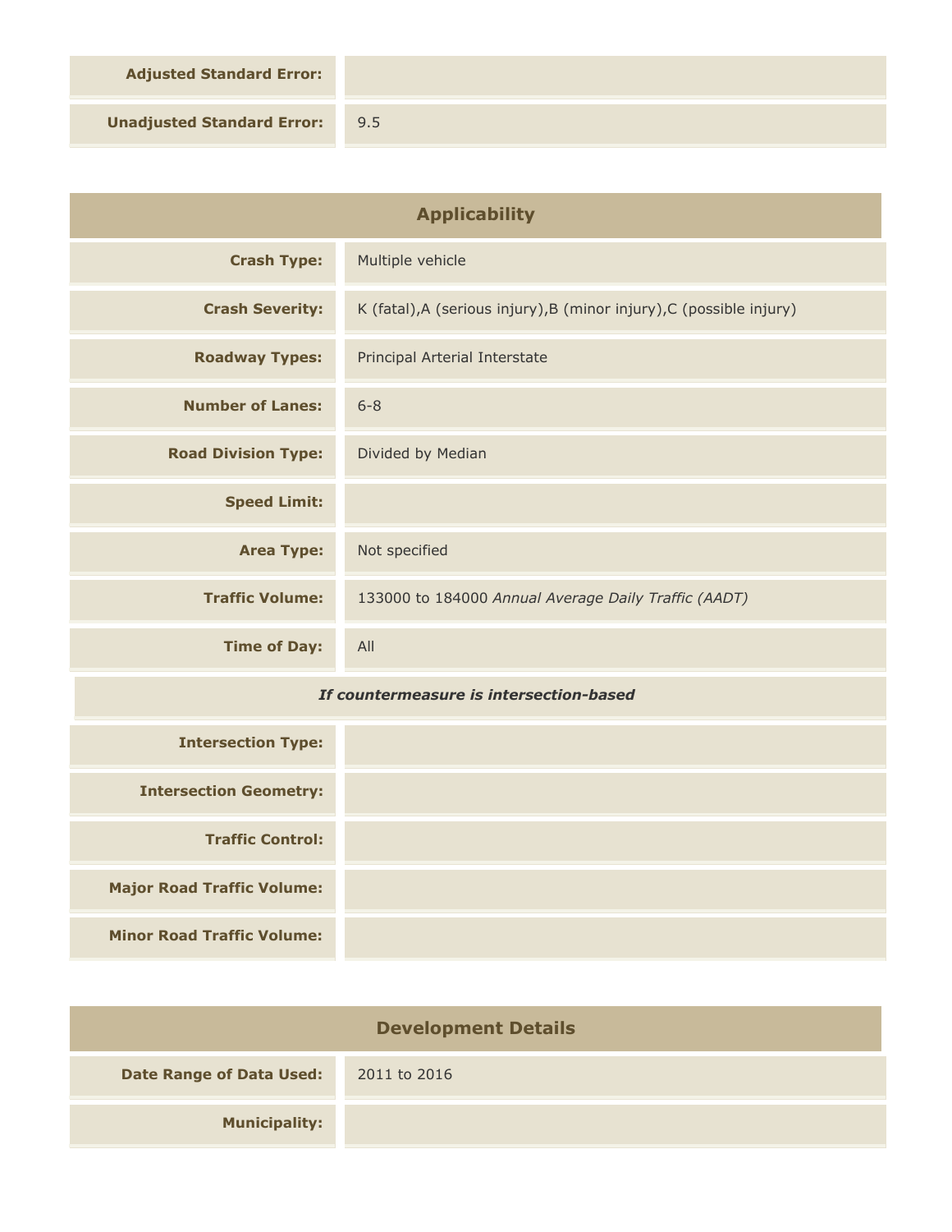| | |
|---|---|
| **Adjusted Standard Error:** | |
| **Unadjusted Standard Error:** | 9.5 |

## Applicability

| | |
|---|---|
| **Crash Type:** | Multiple vehicle |
| **Crash Severity:** | K (fatal),A (serious injury),B (minor injury),C (possible injury) |
| **Roadway Types:** | Principal Arterial Interstate |
| **Number of Lanes:** | 6-8 |
| **Road Division Type:** | Divided by Median |
| **Speed Limit:** | |
| **Area Type:** | Not specified |
| **Traffic Volume:** | 133000 to 184000 *Annual Average Daily Traffic (AADT)* |
| **Time of Day:** | All |

***If countermeasure is intersection-based***

| | |
|---|---|
| **Intersection Type:** | |
| **Intersection Geometry:** | |
| **Traffic Control:** | |
| **Major Road Traffic Volume:** | |
| **Minor Road Traffic Volume:** | |

## Development Details

| | |
|---|---|
| **Date Range of Data Used:** | 2011 to 2016 |
| **Municipality:** | |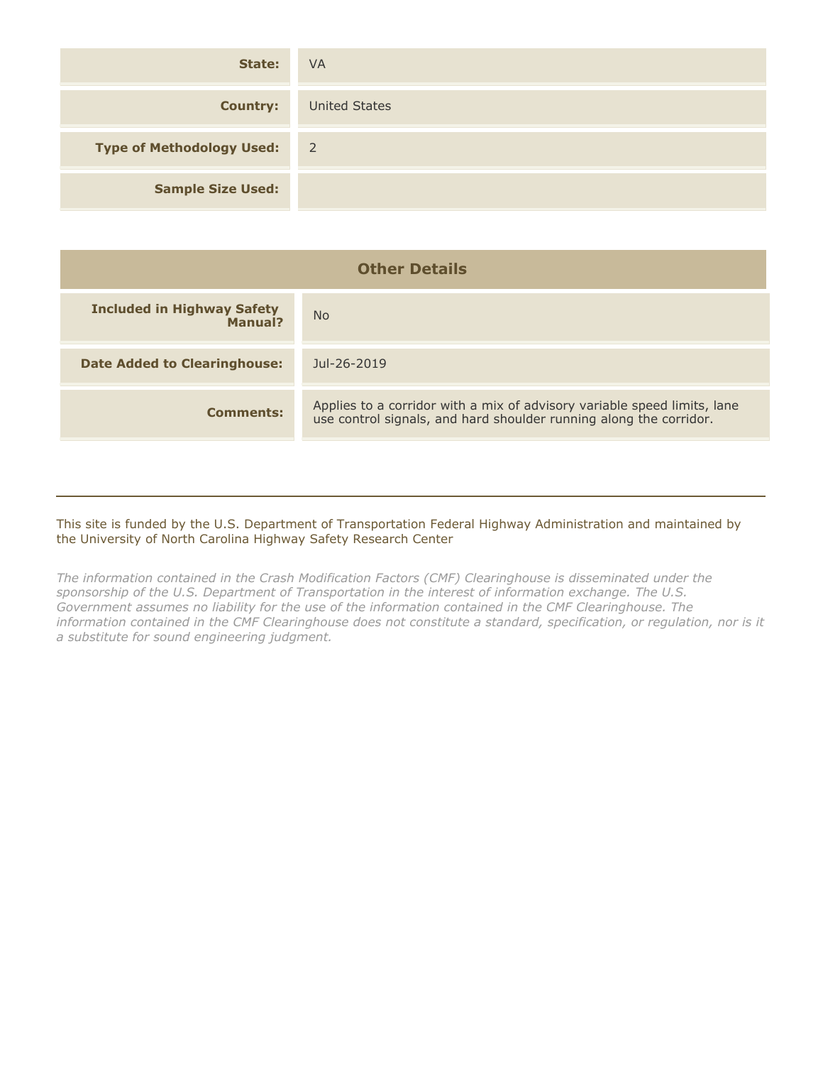| | |
|---|---|
| **State:** | VA |
| **Country:** | United States |
| **Type of Methodology Used:** | 2 |
| **Sample Size Used:** | |

## Other Details

| | |
|---|---|
| **Included in Highway Safety Manual?** | No |
| **Date Added to Clearinghouse:** | Jul-26-2019 |
| **Comments:** | Applies to a corridor with a mix of advisory variable speed limits, lane use control signals, and hard shoulder running along the corridor. |

---

This site is funded by the U.S. Department of Transportation Federal Highway Administration and maintained by the University of North Carolina Highway Safety Research Center

*The information contained in the Crash Modification Factors (CMF) Clearinghouse is disseminated under the sponsorship of the U.S. Department of Transportation in the interest of information exchange. The U.S. Government assumes no liability for the use of the information contained in the CMF Clearinghouse. The information contained in the CMF Clearinghouse does not constitute a standard, specification, or regulation, nor is it a substitute for sound engineering judgment.*